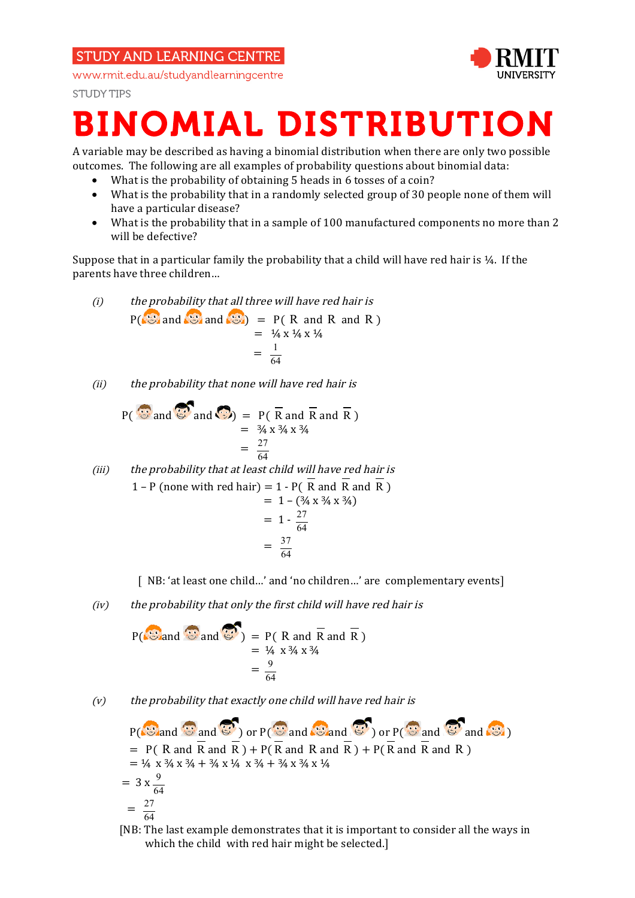STUDY AND LEARNING CENTRE

www.rmit.edu.au/studyandlearningcentre

STUDY TIPS

# BINOMIAL DISTRIBUTION

A variable may be described as having a binomial distribution when there are only two possible outcomes. The following are all examples of probability questions about binomial data:

- What is the probability of obtaining 5 heads in 6 tosses of a coin?
- What is the probability that in a randomly selected group of 30 people none of them will have a particular disease?
- What is the probability that in a sample of 100 manufactured components no more than 2 will be defective?

Suppose that in a particular family the probability that a child will have red hair is ¼. If the parents have three children…

(i) *the probability that all three will have red hair is*

$$P(\text{R and R and R}) = \tfrac{1}{4} \times \tfrac{1}{4} \times \tfrac{1}{4} = \frac{1}{64}$$

(ii) *the probability that none will have red hair is*

$$P(\bar{R} \text{ and } \bar{R} \text{ and } \bar{R}) = \tfrac{3}{4} \times \tfrac{3}{4} \times \tfrac{3}{4} = \frac{27}{64}$$

(iii) *the probability that at least child will have red hair is*

$$1 - P(\text{none with red hair}) = 1 - P(\bar{R} \text{ and } \bar{R} \text{ and } \bar{R}) = 1 - (\tfrac{3}{4} \times \tfrac{3}{4} \times \tfrac{3}{4}) = 1 - \frac{27}{64} = \frac{37}{64}$$

[ NB: 'at least one child…' and 'no children…' are complementary events]

(iv) *the probability that only the first child will have red hair is*

$$P(\text{R and } \bar{R} \text{ and } \bar{R}) = \tfrac{1}{4} \times \tfrac{3}{4} \times \tfrac{3}{4} = \frac{9}{64}$$

(v) *the probability that exactly one child will have red hair is*

$$= P(\text{R and } \bar{R} \text{ and } \bar{R}) + P(\bar{R} \text{ and R and } \bar{R}) + P(\bar{R} \text{ and } \bar{R} \text{ and R})$$

$$= \tfrac{1}{4} \times \tfrac{3}{4} \times \tfrac{3}{4} + \tfrac{3}{4} \times \tfrac{1}{4} \times \tfrac{3}{4} + \tfrac{3}{4} \times \tfrac{3}{4} \times \tfrac{1}{4}$$

$$= 3 \times \frac{9}{64} = \frac{27}{64}$$

[NB: The last example demonstrates that it is important to consider all the ways in which the child with red hair might be selected.]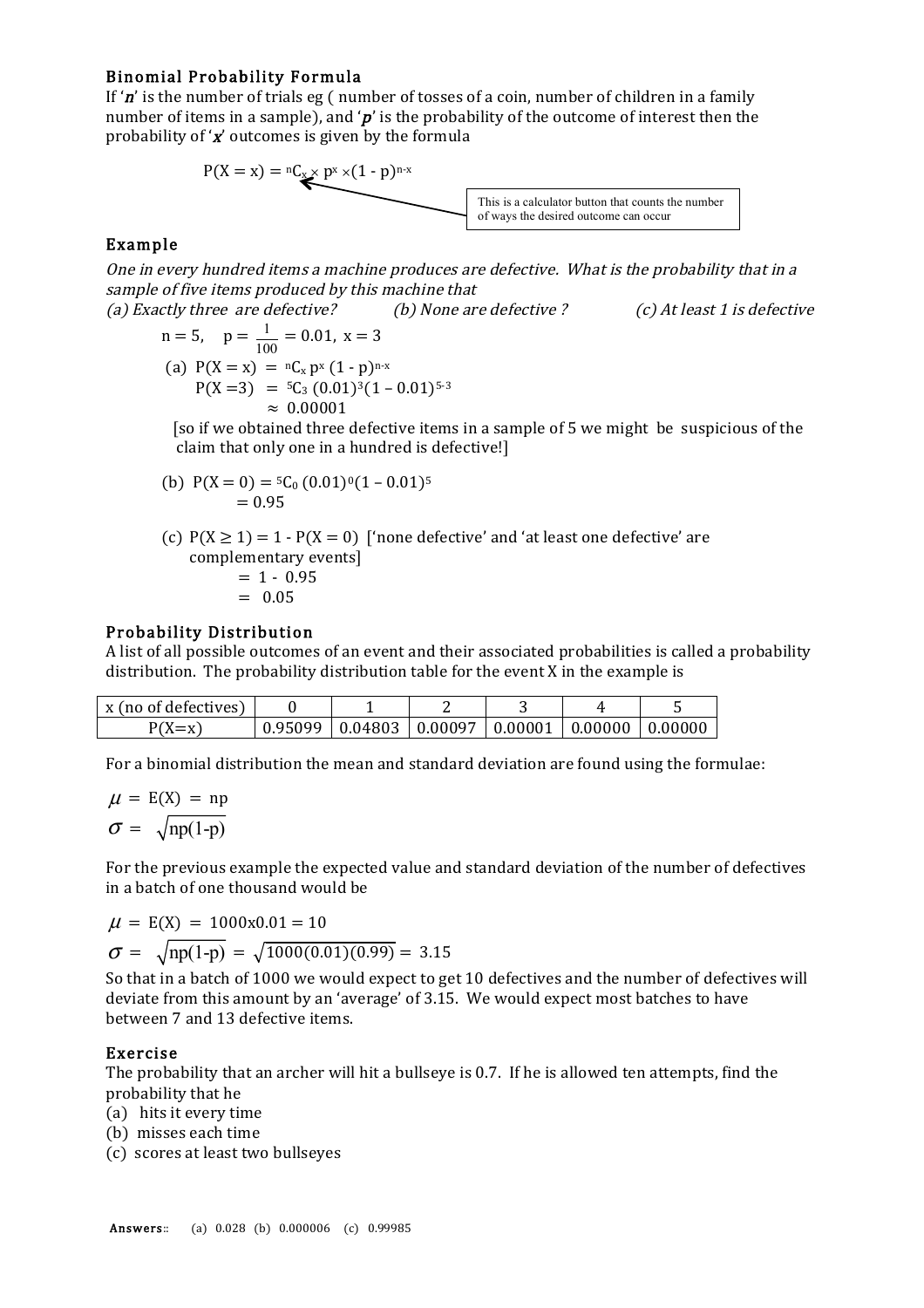### Binomial Probability Formula

If '***n***' is the number of trials eg ( number of tosses of a coin, number of children in a family number of items in a sample), and '***p***' is the probability of the outcome of interest then the probability of '***x***' outcomes is given by the formula

$$P(X = x) = {}^{n}C_{x} \times p^{x} \times (1 - p)^{n-x}$$

This is a calculator button that counts the number of ways the desired outcome can occur

### Example

*One in every hundred items a machine produces are defective. What is the probability that in a sample of five items produced by this machine that*

*(a) Exactly three are defective?* *(b) None are defective ?* *(c) At least 1 is defective*

$n = 5, \quad p = \frac{1}{100} = 0.01, \; x = 3$

(a) $P(X = x) = {}^{n}C_{x}\, p^{x}\, (1 - p)^{n-x}$

$P(X = 3) = {}^{5}C_{3}\, (0.01)^{3}(1 - 0.01)^{5-3}$

$\approx 0.00001$

[so if we obtained three defective items in a sample of 5 we might be suspicious of the claim that only one in a hundred is defective!]

(b) $P(X = 0) = {}^{5}C_{0}\, (0.01)^{0}(1 - 0.01)^{5}$

$= 0.95$

(c) $P(X \geq 1) = 1 - P(X = 0)$ ['none defective' and 'at least one defective' are complementary events]

$= 1 - 0.95$

$= 0.05$

### Probability Distribution

A list of all possible outcomes of an event and their associated probabilities is called a probability distribution. The probability distribution table for the event X in the example is

| x (no of defectives) | 0 | 1 | 2 | 3 | 4 | 5 |
|---|---|---|---|---|---|---|
| P(X=x) | 0.95099 | 0.04803 | 0.00097 | 0.00001 | 0.00000 | 0.00000 |

For a binomial distribution the mean and standard deviation are found using the formulae:

$$\mu = E(X) = np$$

$$\sigma = \sqrt{np(1-p)}$$

For the previous example the expected value and standard deviation of the number of defectives in a batch of one thousand would be

$$\mu = E(X) = 1000 \text{x} 0.01 = 10$$

$$\sigma = \sqrt{np(1-p)} = \sqrt{1000(0.01)(0.99)} = 3.15$$

So that in a batch of 1000 we would expect to get 10 defectives and the number of defectives will deviate from this amount by an 'average' of 3.15. We would expect most batches to have between 7 and 13 defective items.

### Exercise

The probability that an archer will hit a bullseye is 0.7. If he is allowed ten attempts, find the probability that he

(a) hits it every time

(b) misses each time

(c) scores at least two bullseyes

**Answers**:: (a) 0.028 (b) 0.000006 (c) 0.99985